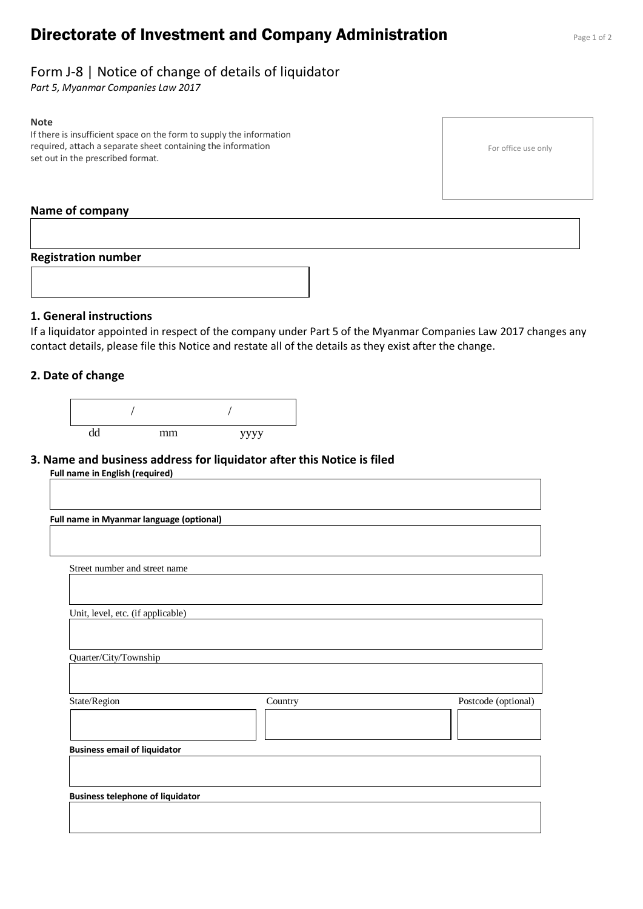# Directorate of Investment and Company Administration

## Form J-8 | Notice of change of details of liquidator

*Part 5, Myanmar Companies Law 2017*

**Note**

If there is insufficient space on the form to supply the information required, attach a separate sheet containing the information set out in the prescribed format.

For office use only

**Name of company**

**Registration number**

### 1. General instructions

If a liquidator appointed in respect of the company under Part 5 of the Myanmar Companies Law 2017 changes any contact details, please file this Notice and restate all of the details as they exist after the change.

### 2. Date of change

/ /

dd mm yyyy

### 3. Name and business address for liquidator after this Notice is filed

**Full name in English (required)**

**Full name in Myanmar language (optional)**

Street number and street name

Unit, level, etc. (if applicable)

Quarter/City/Township

State/Region

Country

Postcode (optional)

**Business email of liquidator**

**Business telephone of liquidator**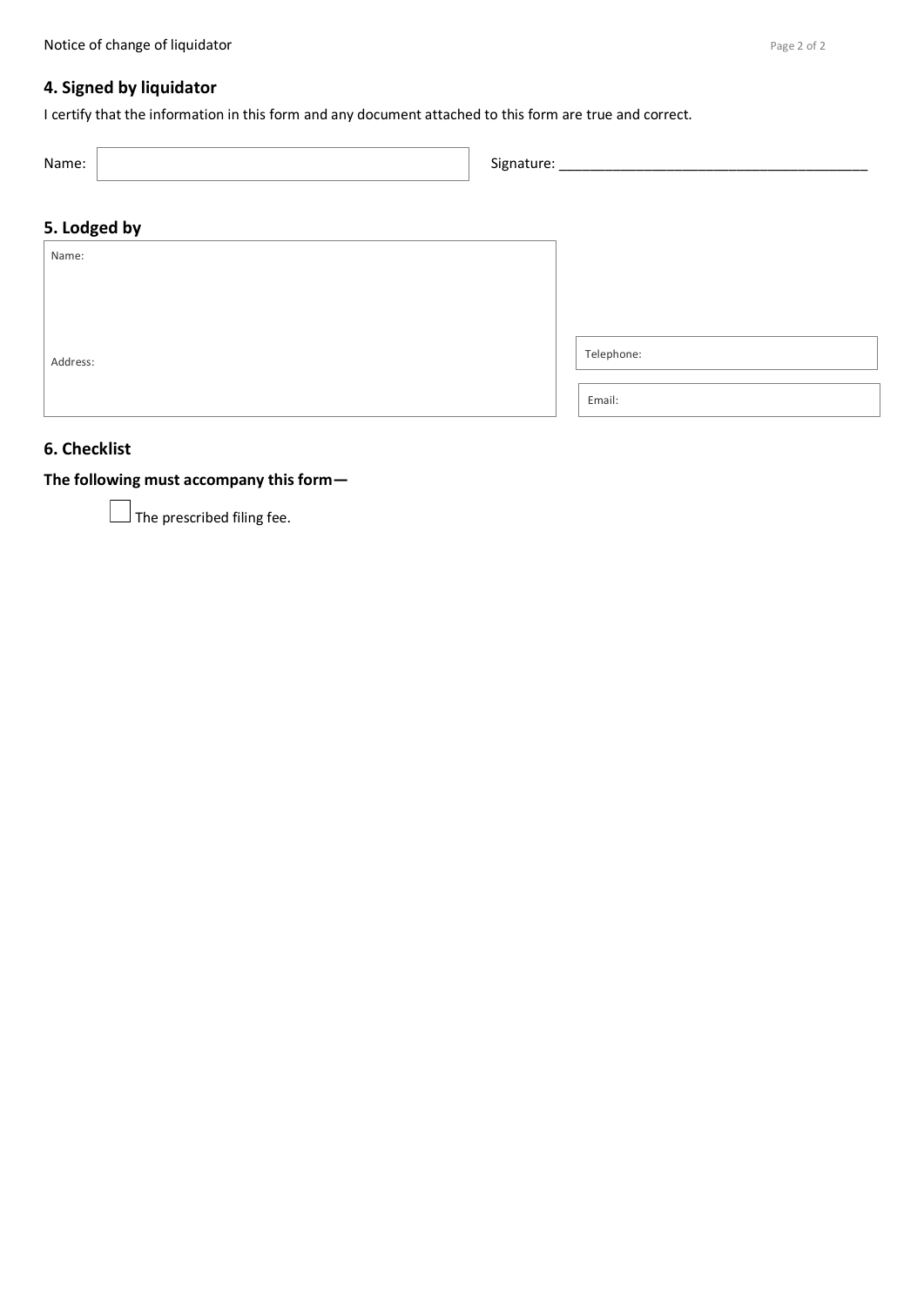## 4. Signed by liquidator

I certify that the information in this form and any document attached to this form are true and correct.

Name: 

Signature: _______________________________________

## 5. Lodged by

Name:

Address:

Telephone:

Email:

## 6. Checklist

**The following must accompany this form—**

- [ ] The prescribed filing fee.